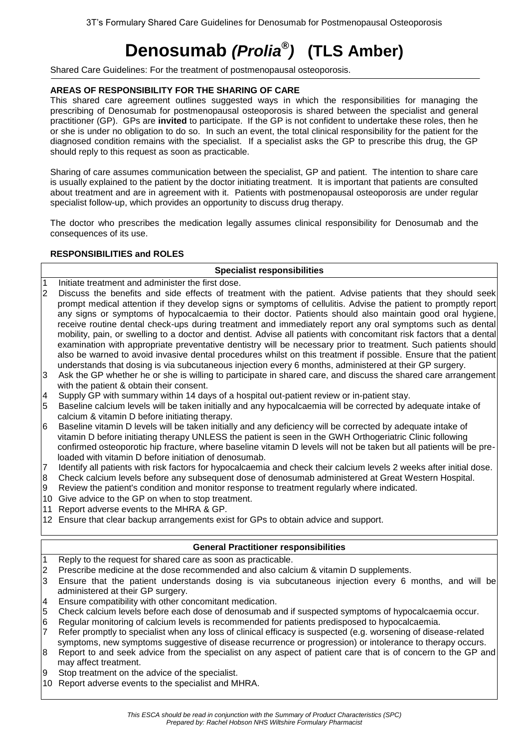# Denosumab *(Prolia®)* (TLS Amber)

Shared Care Guidelines: For the treatment of postmenopausal osteoporosis.

### AREAS OF RESPONSIBILITY FOR THE SHARING OF CARE

This shared care agreement outlines suggested ways in which the responsibilities for managing the prescribing of Denosumab for postmenopausal osteoporosis is shared between the specialist and general practitioner (GP). GPs are **invited** to participate. If the GP is not confident to undertake these roles, then he or she is under no obligation to do so. In such an event, the total clinical responsibility for the patient for the diagnosed condition remains with the specialist. If a specialist asks the GP to prescribe this drug, the GP should reply to this request as soon as practicable.

Sharing of care assumes communication between the specialist, GP and patient. The intention to share care is usually explained to the patient by the doctor initiating treatment. It is important that patients are consulted about treatment and are in agreement with it. Patients with postmenopausal osteoporosis are under regular specialist follow-up, which provides an opportunity to discuss drug therapy.

The doctor who prescribes the medication legally assumes clinical responsibility for Denosumab and the consequences of its use.

### RESPONSIBILITIES and ROLES

#### Specialist responsibilities

1. Initiate treatment and administer the first dose.
2. Discuss the benefits and side effects of treatment with the patient. Advise patients that they should seek prompt medical attention if they develop signs or symptoms of cellulitis. Advise the patient to promptly report any signs or symptoms of hypocalcaemia to their doctor. Patients should also maintain good oral hygiene, receive routine dental check-ups during treatment and immediately report any oral symptoms such as dental mobility, pain, or swelling to a doctor and dentist. Advise all patients with concomitant risk factors that a dental examination with appropriate preventative dentistry will be necessary prior to treatment. Such patients should also be warned to avoid invasive dental procedures whilst on this treatment if possible. Ensure that the patient understands that dosing is via subcutaneous injection every 6 months, administered at their GP surgery.
3. Ask the GP whether he or she is willing to participate in shared care, and discuss the shared care arrangement with the patient & obtain their consent.
4. Supply GP with summary within 14 days of a hospital out-patient review or in-patient stay.
5. Baseline calcium levels will be taken initially and any hypocalcaemia will be corrected by adequate intake of calcium & vitamin D before initiating therapy.
6. Baseline vitamin D levels will be taken initially and any deficiency will be corrected by adequate intake of vitamin D before initiating therapy UNLESS the patient is seen in the GWH Orthogeriatric Clinic following confirmed osteoporotic hip fracture, where baseline vitamin D levels will not be taken but all patients will be pre-loaded with vitamin D before initiation of denosumab.
7. Identify all patients with risk factors for hypocalcaemia and check their calcium levels 2 weeks after initial dose.
8. Check calcium levels before any subsequent dose of denosumab administered at Great Western Hospital.
9. Review the patient's condition and monitor response to treatment regularly where indicated.
10. Give advice to the GP on when to stop treatment.
11. Report adverse events to the MHRA & GP.
12. Ensure that clear backup arrangements exist for GPs to obtain advice and support.

#### General Practitioner responsibilities

1. Reply to the request for shared care as soon as practicable.
2. Prescribe medicine at the dose recommended and also calcium & vitamin D supplements.
3. Ensure that the patient understands dosing is via subcutaneous injection every 6 months, and will be administered at their GP surgery.
4. Ensure compatibility with other concomitant medication.
5. Check calcium levels before each dose of denosumab and if suspected symptoms of hypocalcaemia occur.
6. Regular monitoring of calcium levels is recommended for patients predisposed to hypocalcaemia.
7. Refer promptly to specialist when any loss of clinical efficacy is suspected (e.g. worsening of disease-related symptoms, new symptoms suggestive of disease recurrence or progression) or intolerance to therapy occurs.
8. Report to and seek advice from the specialist on any aspect of patient care that is of concern to the GP and may affect treatment.
9. Stop treatment on the advice of the specialist.
10. Report adverse events to the specialist and MHRA.

*This ESCA should be read in conjunction with the Summary of Product Characteristics (SPC)*
*Prepared by: Rachel Hobson NHS Wiltshire Formulary Pharmacist*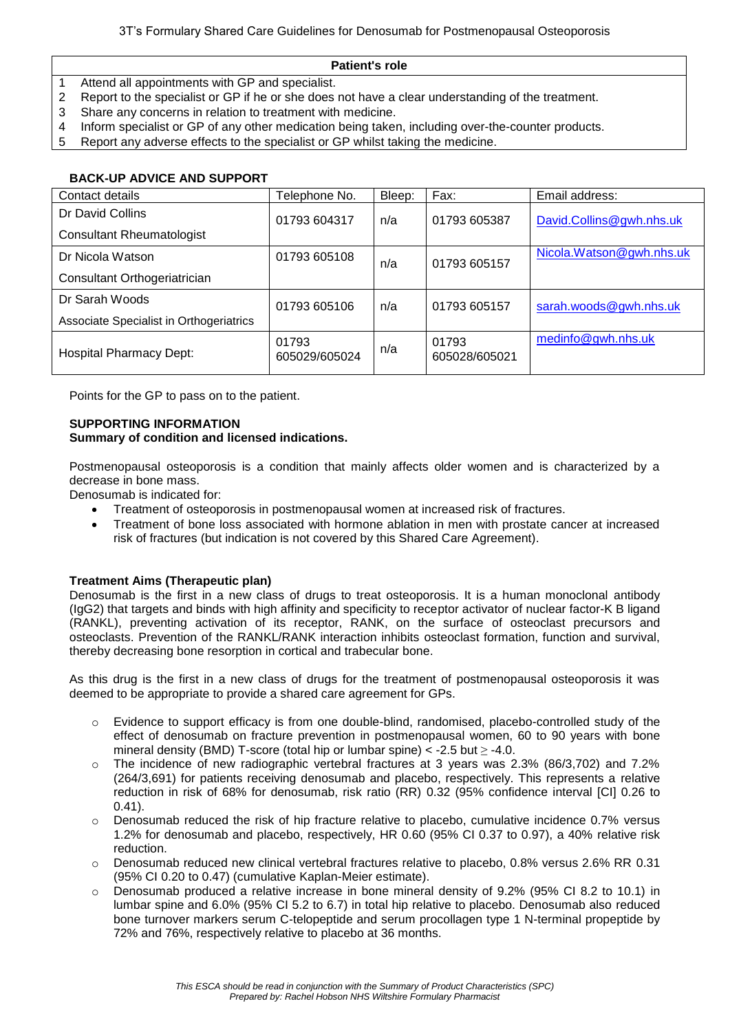| Patient's role |
|---|
| 1 Attend all appointments with GP and specialist. |
| 2 Report to the specialist or GP if he or she does not have a clear understanding of the treatment. |
| 3 Share any concerns in relation to treatment with medicine. |
| 4 Inform specialist or GP of any other medication being taken, including over-the-counter products. |
| 5 Report any adverse effects to the specialist or GP whilst taking the medicine. |

**BACK-UP ADVICE AND SUPPORT**

| Contact details | Telephone No. | Bleep: | Fax: | Email address: |
|---|---|---|---|---|
| Dr David Collins<br>Consultant Rheumatologist | 01793 604317 | n/a | 01793 605387 | David.Collins@gwh.nhs.uk |
| Dr Nicola Watson<br>Consultant Orthogeriatrician | 01793 605108 | n/a | 01793 605157 | Nicola.Watson@gwh.nhs.uk |
| Dr Sarah Woods<br>Associate Specialist in Orthogeriatrics | 01793 605106 | n/a | 01793 605157 | sarah.woods@gwh.nhs.uk |
| Hospital Pharmacy Dept: | 01793 605029/605024 | n/a | 01793 605028/605021 | medinfo@gwh.nhs.uk |

Points for the GP to pass on to the patient.

**SUPPORTING INFORMATION**

**Summary of condition and licensed indications.**

Postmenopausal osteoporosis is a condition that mainly affects older women and is characterized by a decrease in bone mass.

Denosumab is indicated for:

- Treatment of osteoporosis in postmenopausal women at increased risk of fractures.
- Treatment of bone loss associated with hormone ablation in men with prostate cancer at increased risk of fractures (but indication is not covered by this Shared Care Agreement).

**Treatment Aims (Therapeutic plan)**

Denosumab is the first in a new class of drugs to treat osteoporosis. It is a human monoclonal antibody (IgG2) that targets and binds with high affinity and specificity to receptor activator of nuclear factor-K B ligand (RANKL), preventing activation of its receptor, RANK, on the surface of osteoclast precursors and osteoclasts. Prevention of the RANKL/RANK interaction inhibits osteoclast formation, function and survival, thereby decreasing bone resorption in cortical and trabecular bone.

As this drug is the first in a new class of drugs for the treatment of postmenopausal osteoporosis it was deemed to be appropriate to provide a shared care agreement for GPs.

- Evidence to support efficacy is from one double-blind, randomised, placebo-controlled study of the effect of denosumab on fracture prevention in postmenopausal women, 60 to 90 years with bone mineral density (BMD) T-score (total hip or lumbar spine) < -2.5 but ≥ -4.0.
- The incidence of new radiographic vertebral fractures at 3 years was 2.3% (86/3,702) and 7.2% (264/3,691) for patients receiving denosumab and placebo, respectively. This represents a relative reduction in risk of 68% for denosumab, risk ratio (RR) 0.32 (95% confidence interval [CI] 0.26 to 0.41).
- Denosumab reduced the risk of hip fracture relative to placebo, cumulative incidence 0.7% versus 1.2% for denosumab and placebo, respectively, HR 0.60 (95% CI 0.37 to 0.97), a 40% relative risk reduction.
- Denosumab reduced new clinical vertebral fractures relative to placebo, 0.8% versus 2.6% RR 0.31 (95% CI 0.20 to 0.47) (cumulative Kaplan-Meier estimate).
- Denosumab produced a relative increase in bone mineral density of 9.2% (95% CI 8.2 to 10.1) in lumbar spine and 6.0% (95% CI 5.2 to 6.7) in total hip relative to placebo. Denosumab also reduced bone turnover markers serum C-telopeptide and serum procollagen type 1 N-terminal propeptide by 72% and 76%, respectively relative to placebo at 36 months.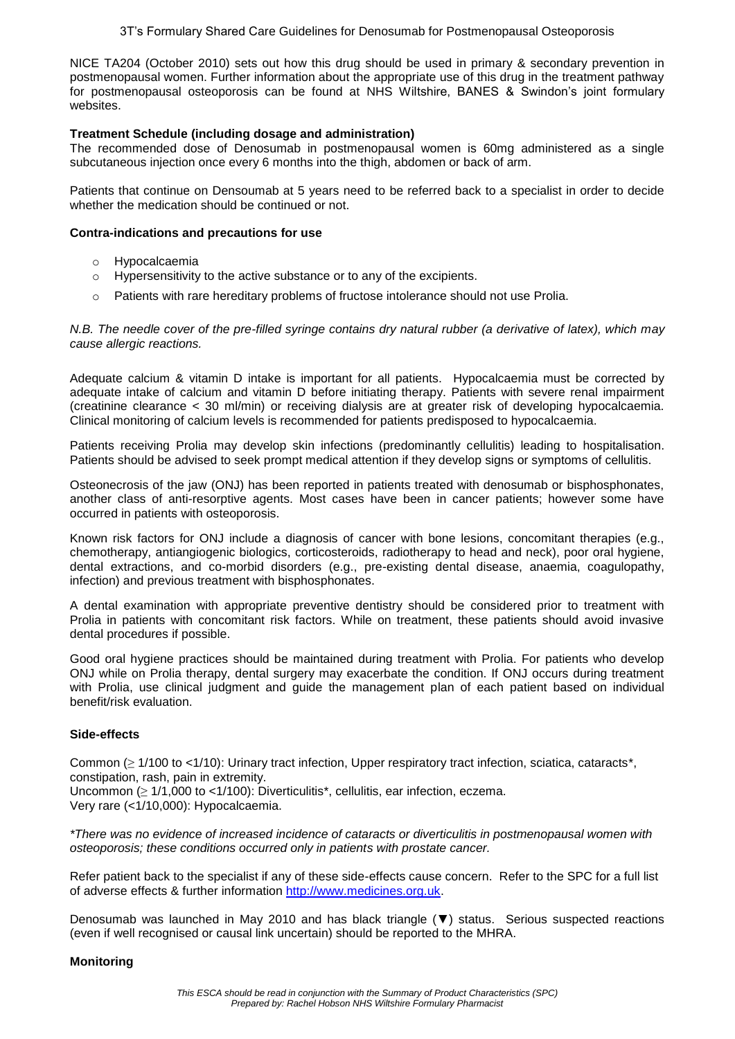NICE TA204 (October 2010) sets out how this drug should be used in primary & secondary prevention in postmenopausal women. Further information about the appropriate use of this drug in the treatment pathway for postmenopausal osteoporosis can be found at NHS Wiltshire, BANES & Swindon's joint formulary websites.

**Treatment Schedule (including dosage and administration)**

The recommended dose of Denosumab in postmenopausal women is 60mg administered as a single subcutaneous injection once every 6 months into the thigh, abdomen or back of arm.

Patients that continue on Densoumab at 5 years need to be referred back to a specialist in order to decide whether the medication should be continued or not.

**Contra-indications and precautions for use**

- Hypocalcaemia
- Hypersensitivity to the active substance or to any of the excipients.
- Patients with rare hereditary problems of fructose intolerance should not use Prolia.

*N.B. The needle cover of the pre-filled syringe contains dry natural rubber (a derivative of latex), which may cause allergic reactions.*

Adequate calcium & vitamin D intake is important for all patients. Hypocalcaemia must be corrected by adequate intake of calcium and vitamin D before initiating therapy. Patients with severe renal impairment (creatinine clearance < 30 ml/min) or receiving dialysis are at greater risk of developing hypocalcaemia. Clinical monitoring of calcium levels is recommended for patients predisposed to hypocalcaemia.

Patients receiving Prolia may develop skin infections (predominantly cellulitis) leading to hospitalisation. Patients should be advised to seek prompt medical attention if they develop signs or symptoms of cellulitis.

Osteonecrosis of the jaw (ONJ) has been reported in patients treated with denosumab or bisphosphonates, another class of anti-resorptive agents. Most cases have been in cancer patients; however some have occurred in patients with osteoporosis.

Known risk factors for ONJ include a diagnosis of cancer with bone lesions, concomitant therapies (e.g., chemotherapy, antiangiogenic biologics, corticosteroids, radiotherapy to head and neck), poor oral hygiene, dental extractions, and co-morbid disorders (e.g., pre-existing dental disease, anaemia, coagulopathy, infection) and previous treatment with bisphosphonates.

A dental examination with appropriate preventive dentistry should be considered prior to treatment with Prolia in patients with concomitant risk factors. While on treatment, these patients should avoid invasive dental procedures if possible.

Good oral hygiene practices should be maintained during treatment with Prolia. For patients who develop ONJ while on Prolia therapy, dental surgery may exacerbate the condition. If ONJ occurs during treatment with Prolia, use clinical judgment and guide the management plan of each patient based on individual benefit/risk evaluation.

**Side-effects**

Common ($\geq$ 1/100 to <1/10): Urinary tract infection, Upper respiratory tract infection, sciatica, cataracts*, constipation, rash, pain in extremity.
Uncommon ($\geq$ 1/1,000 to <1/100): Diverticulitis*, cellulitis, ear infection, eczema.
Very rare (<1/10,000): Hypocalcaemia.

*\*There was no evidence of increased incidence of cataracts or diverticulitis in postmenopausal women with osteoporosis; these conditions occurred only in patients with prostate cancer.*

Refer patient back to the specialist if any of these side-effects cause concern. Refer to the SPC for a full list of adverse effects & further information http://www.medicines.org.uk.

Denosumab was launched in May 2010 and has black triangle (▼) status. Serious suspected reactions (even if well recognised or causal link uncertain) should be reported to the MHRA.

**Monitoring**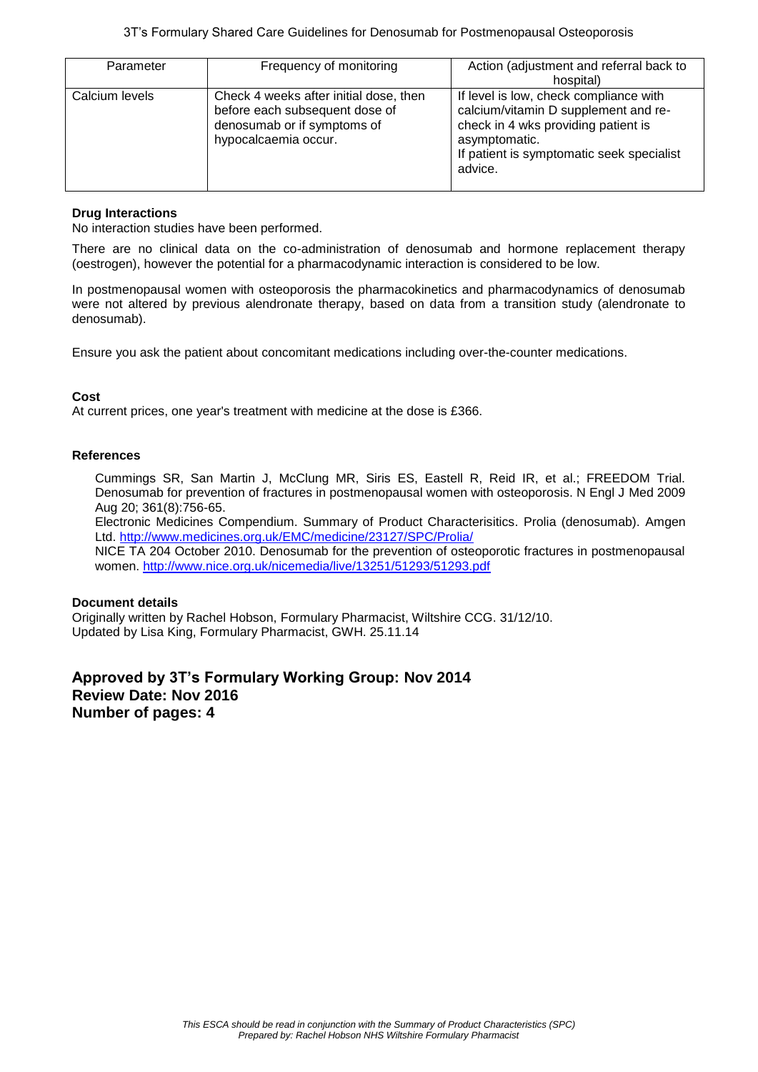| Parameter | Frequency of monitoring | Action (adjustment and referral back to hospital) |
|---|---|---|
| Calcium levels | Check 4 weeks after initial dose, then before each subsequent dose of denosumab or if symptoms of hypocalcaemia occur. | If level is low, check compliance with calcium/vitamin D supplement and re-check in 4 wks providing patient is asymptomatic. If patient is symptomatic seek specialist advice. |

**Drug Interactions**

No interaction studies have been performed.

There are no clinical data on the co-administration of denosumab and hormone replacement therapy (oestrogen), however the potential for a pharmacodynamic interaction is considered to be low.

In postmenopausal women with osteoporosis the pharmacokinetics and pharmacodynamics of denosumab were not altered by previous alendronate therapy, based on data from a transition study (alendronate to denosumab).

Ensure you ask the patient about concomitant medications including over-the-counter medications.

**Cost**

At current prices, one year's treatment with medicine at the dose is £366.

**References**

Cummings SR, San Martin J, McClung MR, Siris ES, Eastell R, Reid IR, et al.; FREEDOM Trial. Denosumab for prevention of fractures in postmenopausal women with osteoporosis. N Engl J Med 2009 Aug 20; 361(8):756-65.

Electronic Medicines Compendium. Summary of Product Characterisitics. Prolia (denosumab). Amgen Ltd. http://www.medicines.org.uk/EMC/medicine/23127/SPC/Prolia/

NICE TA 204 October 2010. Denosumab for the prevention of osteoporotic fractures in postmenopausal women. http://www.nice.org.uk/nicemedia/live/13251/51293/51293.pdf

**Document details**

Originally written by Rachel Hobson, Formulary Pharmacist, Wiltshire CCG. 31/12/10.
Updated by Lisa King, Formulary Pharmacist, GWH. 25.11.14

**Approved by 3T's Formulary Working Group: Nov 2014**
**Review Date: Nov 2016**
**Number of pages: 4**